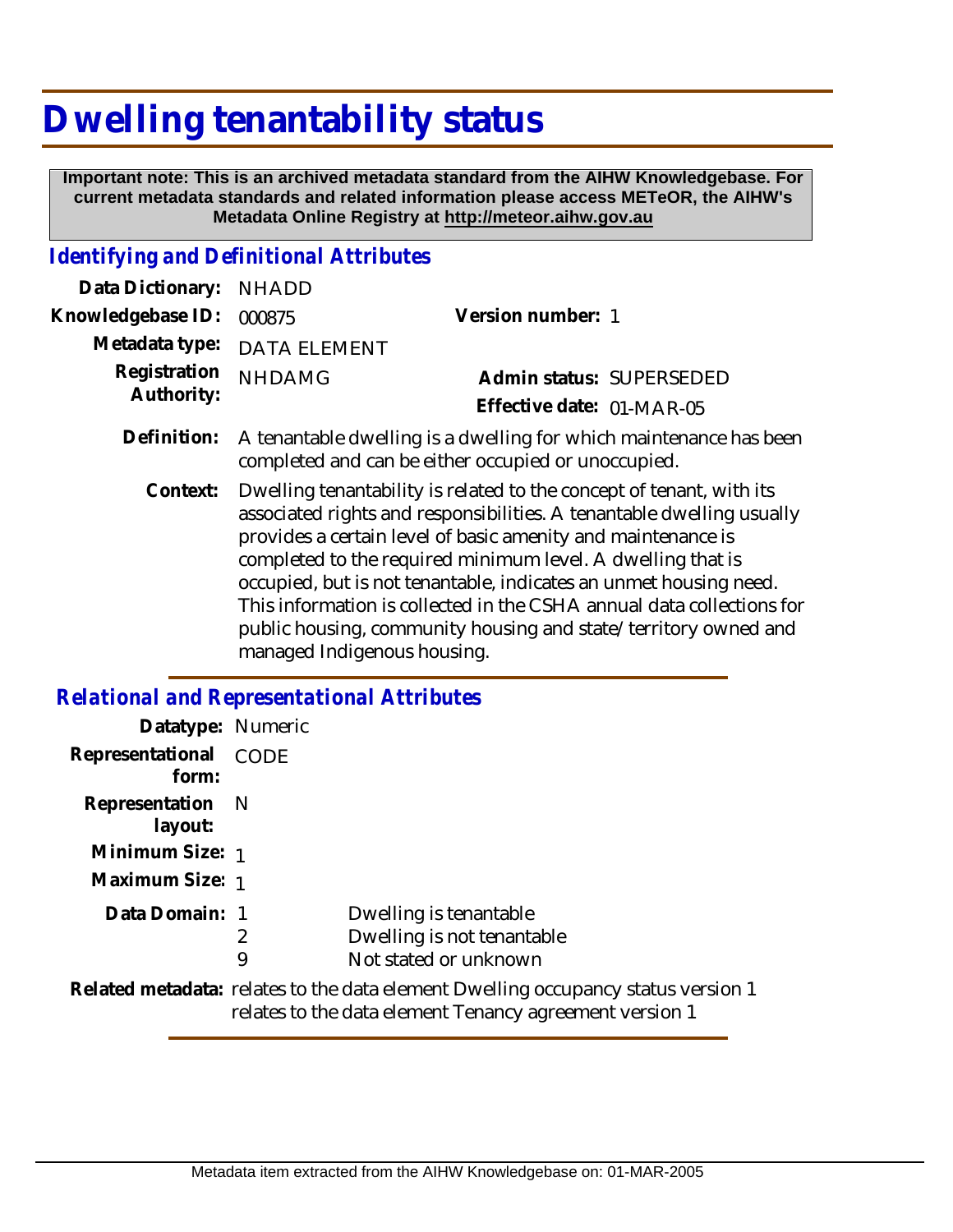# Dwelling tenantability status

**Important note: This is an archived metadata standard from the AIHW Knowledgebase. For current metadata standards and related information please access METeOR, the AIHW's Metadata Online Registry at http://meteor.aihw.gov.au**

## *Identifying and Definitional Attributes*

| | | | |
|---|---|---|---|
| **Data Dictionary:** | NHADD | | |
| **Knowledgebase ID:** | 000875 | **Version number:** | 1 |
| **Metadata type:** | DATA ELEMENT | | |
| **Registration Authority:** | NHDAMG | **Admin status:** | SUPERSEDED |
| | | **Effective date:** | 01-MAR-05 |

**Definition:** A tenantable dwelling is a dwelling for which maintenance has been completed and can be either occupied or unoccupied.

**Context:** Dwelling tenantability is related to the concept of tenant, with its associated rights and responsibilities. A tenantable dwelling usually provides a certain level of basic amenity and maintenance is completed to the required minimum level. A dwelling that is occupied, but is not tenantable, indicates an unmet housing need. This information is collected in the CSHA annual data collections for public housing, community housing and state/territory owned and managed Indigenous housing.

## *Relational and Representational Attributes*

**Datatype:** Numeric

**Representational form:** CODE

**Representation layout:** N

**Minimum Size:** 1

**Maximum Size:** 1

**Data Domain:**

| Code | Description |
|---|---|
| 1 | Dwelling is tenantable |
| 2 | Dwelling is not tenantable |
| 9 | Not stated or unknown |

**Related metadata:** relates to the data element Dwelling occupancy status version 1
relates to the data element Tenancy agreement version 1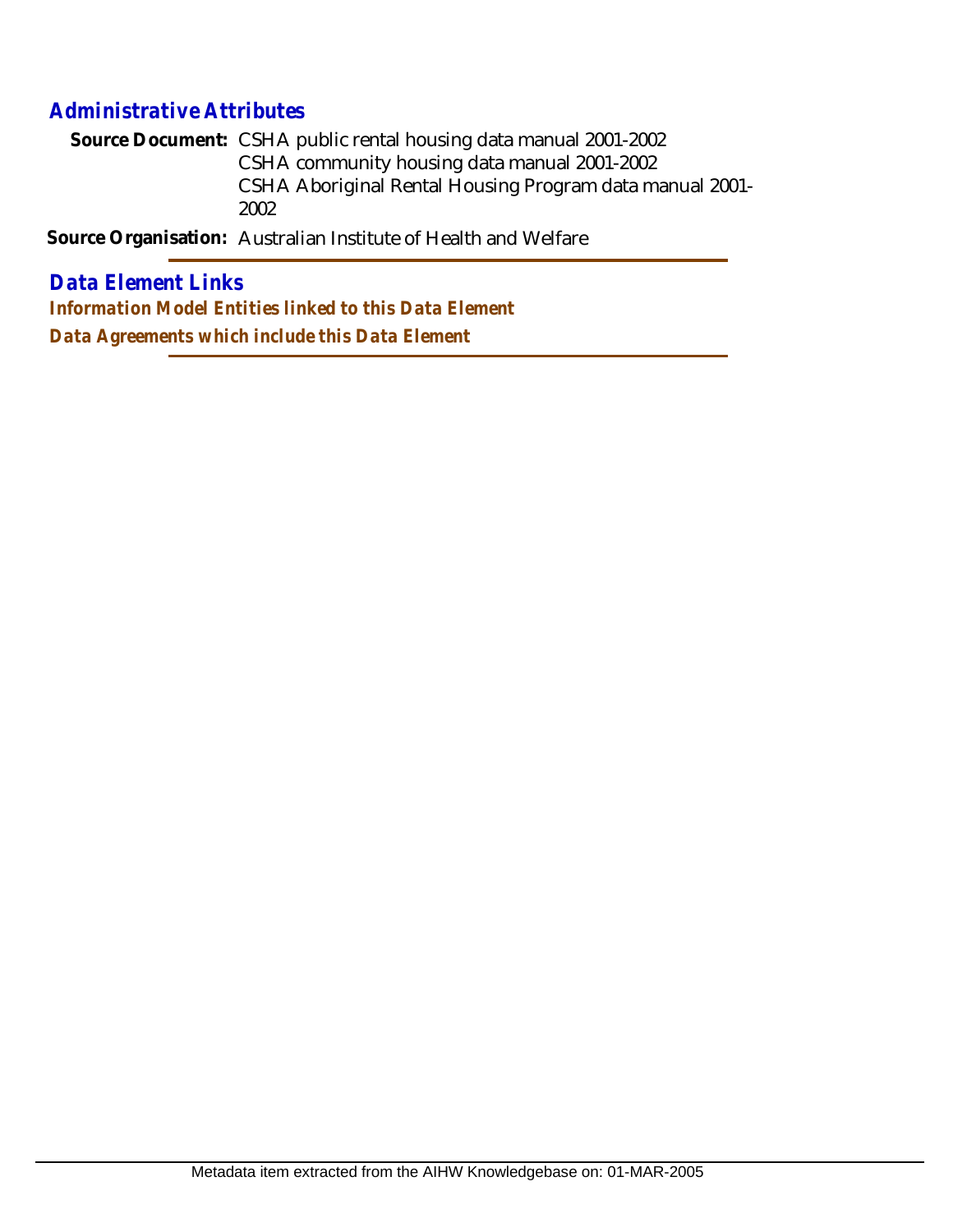## Administrative Attributes

**Source Document:** CSHA public rental housing data manual 2001-2002
CSHA community housing data manual 2001-2002
CSHA Aboriginal Rental Housing Program data manual 2001-2002

**Source Organisation:** Australian Institute of Health and Welfare

## Data Element Links

***Information Model Entities linked to this Data Element***

***Data Agreements which include this Data Element***